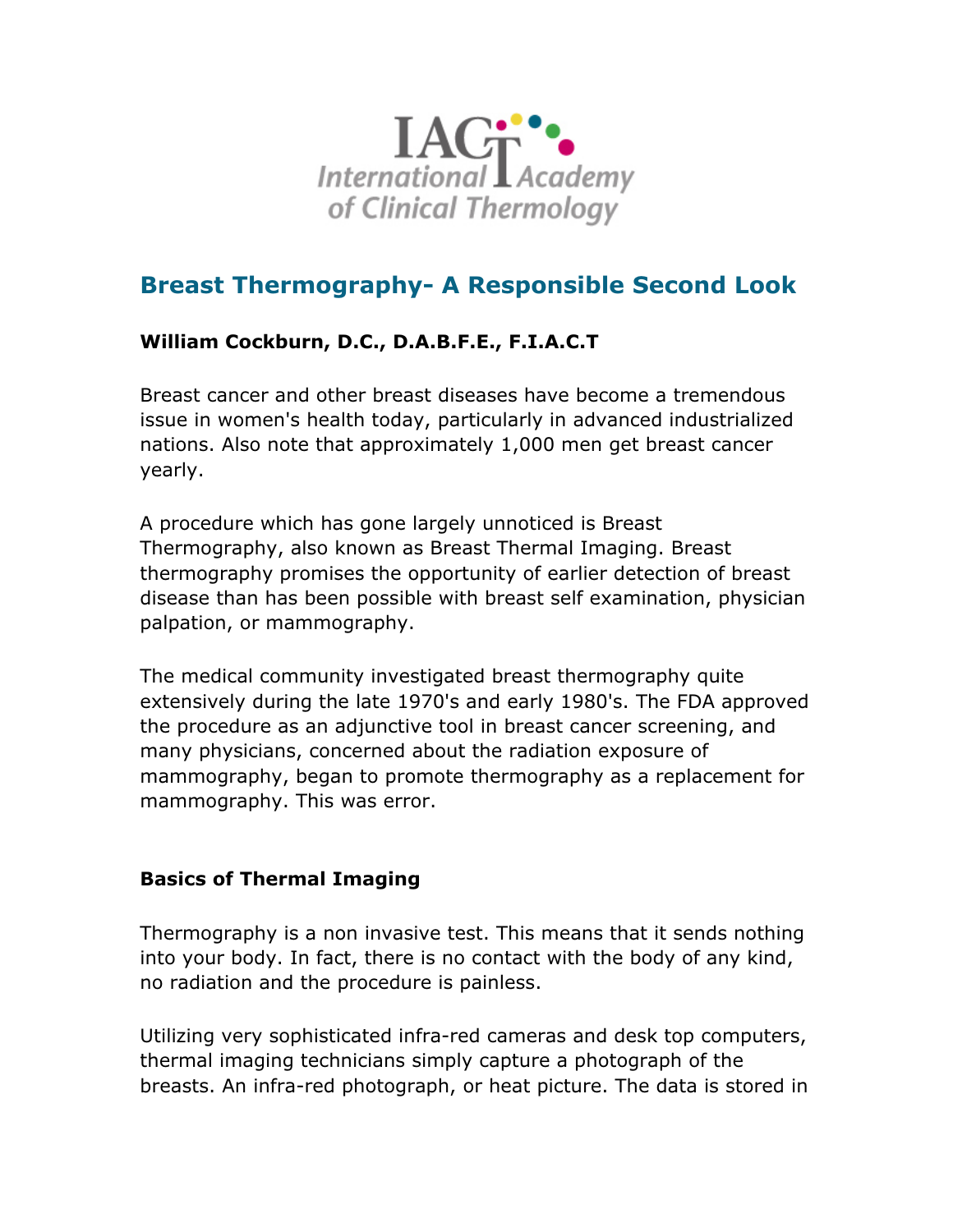IACT International Academy of Clinical Thermology

## Breast Thermography- A Responsible Second Look

**William Cockburn, D.C., D.A.B.F.E., F.I.A.C.T**

Breast cancer and other breast diseases have become a tremendous issue in women's health today, particularly in advanced industrialized nations. Also note that approximately 1,000 men get breast cancer yearly.

A procedure which has gone largely unnoticed is Breast Thermography, also known as Breast Thermal Imaging. Breast thermography promises the opportunity of earlier detection of breast disease than has been possible with breast self examination, physician palpation, or mammography.

The medical community investigated breast thermography quite extensively during the late 1970's and early 1980's. The FDA approved the procedure as an adjunctive tool in breast cancer screening, and many physicians, concerned about the radiation exposure of mammography, began to promote thermography as a replacement for mammography. This was error.

### Basics of Thermal Imaging

Thermography is a non invasive test. This means that it sends nothing into your body. In fact, there is no contact with the body of any kind, no radiation and the procedure is painless.

Utilizing very sophisticated infra-red cameras and desk top computers, thermal imaging technicians simply capture a photograph of the breasts. An infra-red photograph, or heat picture. The data is stored in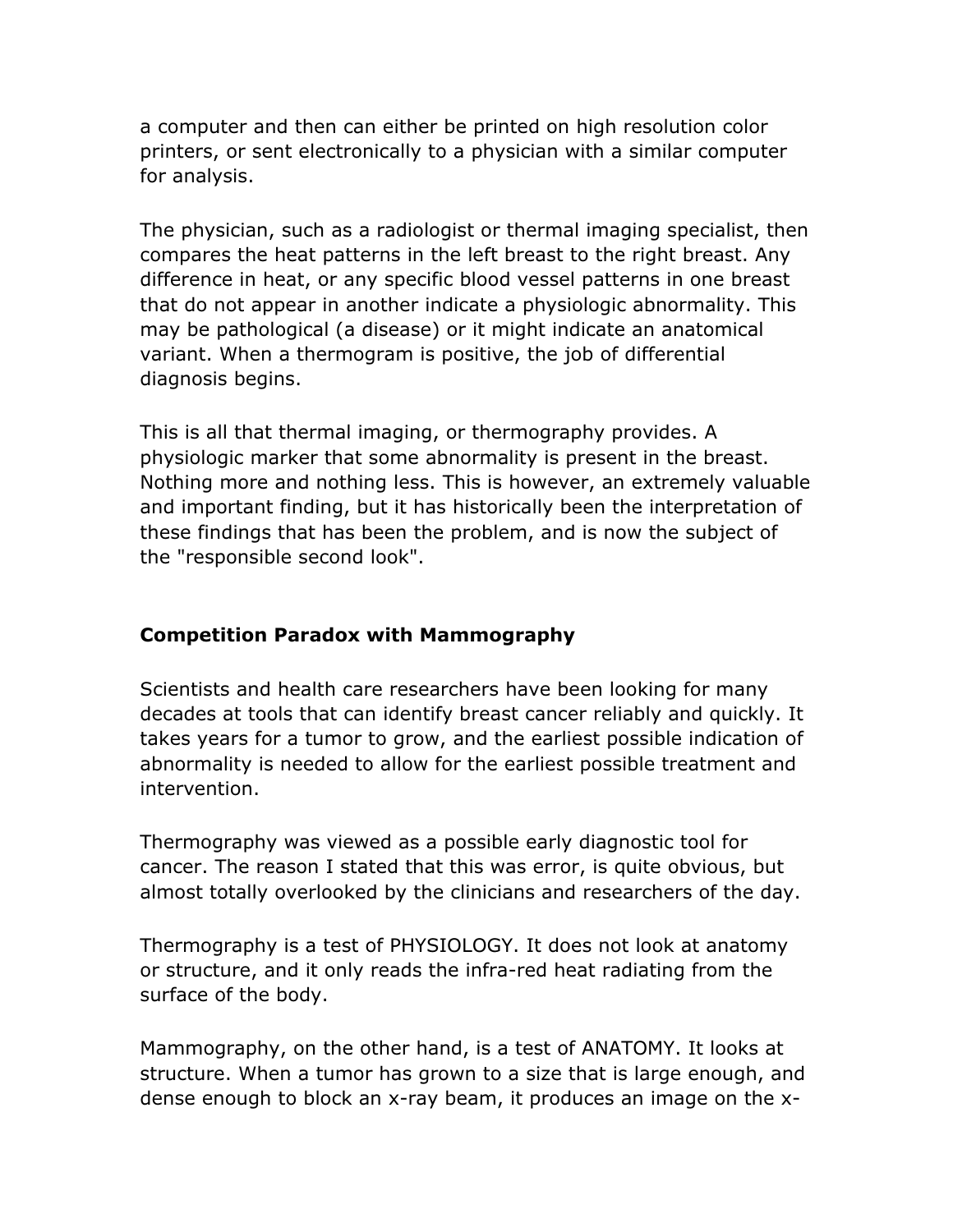a computer and then can either be printed on high resolution color printers, or sent electronically to a physician with a similar computer for analysis.

The physician, such as a radiologist or thermal imaging specialist, then compares the heat patterns in the left breast to the right breast. Any difference in heat, or any specific blood vessel patterns in one breast that do not appear in another indicate a physiologic abnormality. This may be pathological (a disease) or it might indicate an anatomical variant. When a thermogram is positive, the job of differential diagnosis begins.

This is all that thermal imaging, or thermography provides. A physiologic marker that some abnormality is present in the breast. Nothing more and nothing less. This is however, an extremely valuable and important finding, but it has historically been the interpretation of these findings that has been the problem, and is now the subject of the "responsible second look".

## Competition Paradox with Mammography

Scientists and health care researchers have been looking for many decades at tools that can identify breast cancer reliably and quickly. It takes years for a tumor to grow, and the earliest possible indication of abnormality is needed to allow for the earliest possible treatment and intervention.

Thermography was viewed as a possible early diagnostic tool for cancer. The reason I stated that this was error, is quite obvious, but almost totally overlooked by the clinicians and researchers of the day.

Thermography is a test of PHYSIOLOGY. It does not look at anatomy or structure, and it only reads the infra-red heat radiating from the surface of the body.

Mammography, on the other hand, is a test of ANATOMY. It looks at structure. When a tumor has grown to a size that is large enough, and dense enough to block an x-ray beam, it produces an image on the x-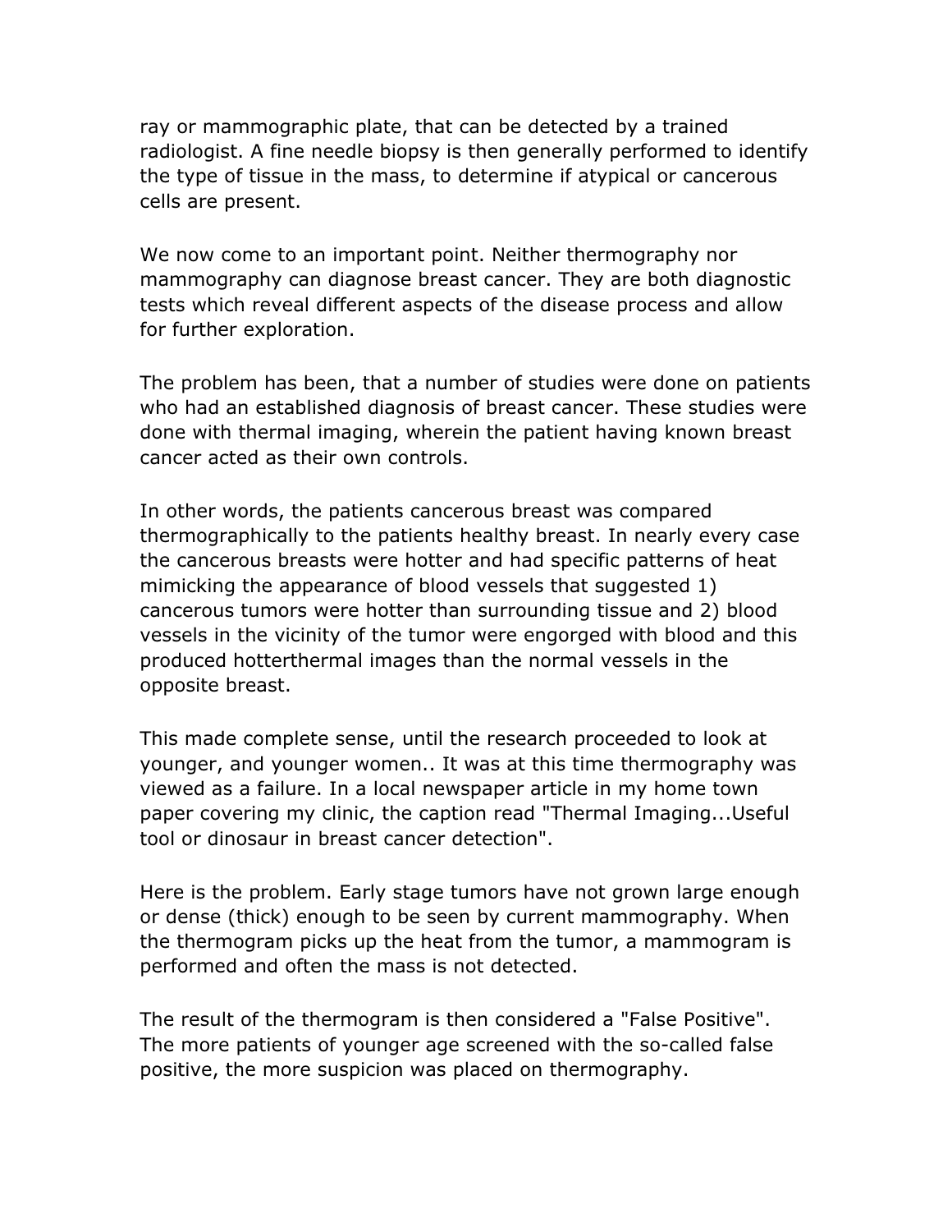ray or mammographic plate, that can be detected by a trained radiologist. A fine needle biopsy is then generally performed to identify the type of tissue in the mass, to determine if atypical or cancerous cells are present.

We now come to an important point. Neither thermography nor mammography can diagnose breast cancer. They are both diagnostic tests which reveal different aspects of the disease process and allow for further exploration.

The problem has been, that a number of studies were done on patients who had an established diagnosis of breast cancer. These studies were done with thermal imaging, wherein the patient having known breast cancer acted as their own controls.

In other words, the patients cancerous breast was compared thermographically to the patients healthy breast. In nearly every case the cancerous breasts were hotter and had specific patterns of heat mimicking the appearance of blood vessels that suggested 1) cancerous tumors were hotter than surrounding tissue and 2) blood vessels in the vicinity of the tumor were engorged with blood and this produced hotterthermal images than the normal vessels in the opposite breast.

This made complete sense, until the research proceeded to look at younger, and younger women.. It was at this time thermography was viewed as a failure. In a local newspaper article in my home town paper covering my clinic, the caption read "Thermal Imaging...Useful tool or dinosaur in breast cancer detection".

Here is the problem. Early stage tumors have not grown large enough or dense (thick) enough to be seen by current mammography. When the thermogram picks up the heat from the tumor, a mammogram is performed and often the mass is not detected.

The result of the thermogram is then considered a "False Positive". The more patients of younger age screened with the so-called false positive, the more suspicion was placed on thermography.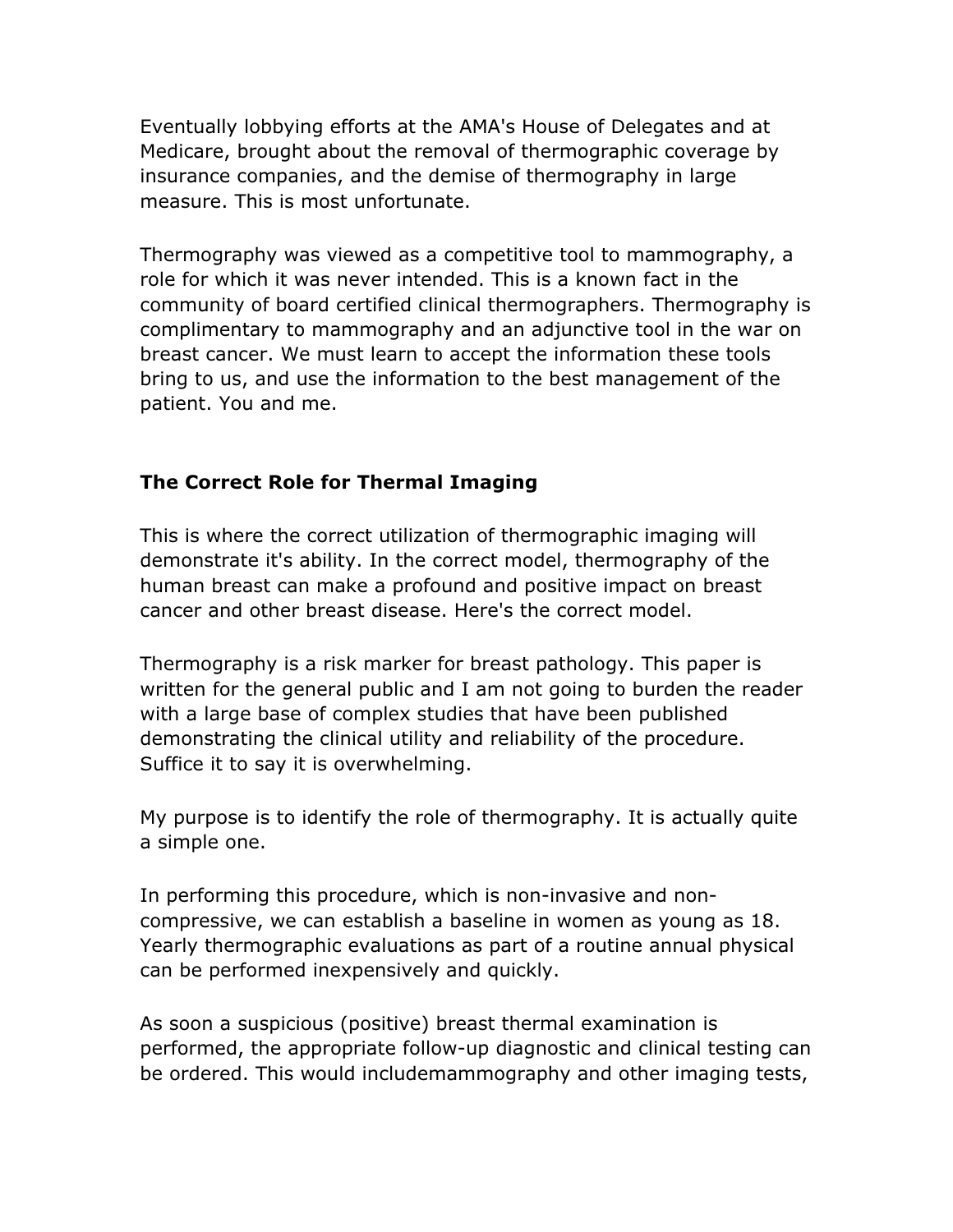Eventually lobbying efforts at the AMA's House of Delegates and at Medicare, brought about the removal of thermographic coverage by insurance companies, and the demise of thermography in large measure. This is most unfortunate.

Thermography was viewed as a competitive tool to mammography, a role for which it was never intended. This is a known fact in the community of board certified clinical thermographers. Thermography is complimentary to mammography and an adjunctive tool in the war on breast cancer. We must learn to accept the information these tools bring to us, and use the information to the best management of the patient. You and me.

### The Correct Role for Thermal Imaging

This is where the correct utilization of thermographic imaging will demonstrate it's ability. In the correct model, thermography of the human breast can make a profound and positive impact on breast cancer and other breast disease. Here's the correct model.

Thermography is a risk marker for breast pathology. This paper is written for the general public and I am not going to burden the reader with a large base of complex studies that have been published demonstrating the clinical utility and reliability of the procedure. Suffice it to say it is overwhelming.

My purpose is to identify the role of thermography. It is actually quite a simple one.

In performing this procedure, which is non-invasive and non-compressive, we can establish a baseline in women as young as 18. Yearly thermographic evaluations as part of a routine annual physical can be performed inexpensively and quickly.

As soon a suspicious (positive) breast thermal examination is performed, the appropriate follow-up diagnostic and clinical testing can be ordered. This would includemammography and other imaging tests,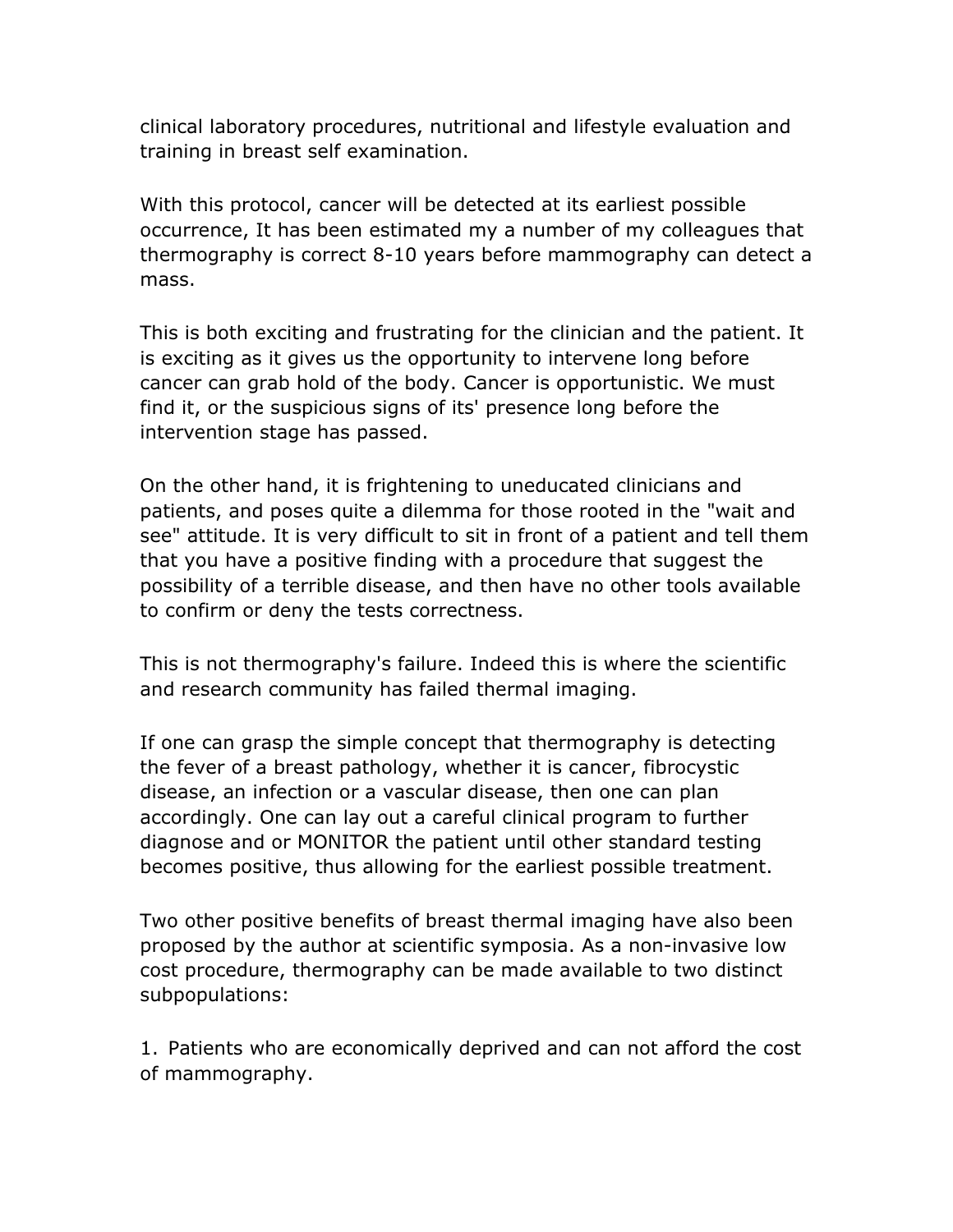clinical laboratory procedures, nutritional and lifestyle evaluation and training in breast self examination.

With this protocol, cancer will be detected at its earliest possible occurrence, It has been estimated my a number of my colleagues that thermography is correct 8-10 years before mammography can detect a mass.

This is both exciting and frustrating for the clinician and the patient. It is exciting as it gives us the opportunity to intervene long before cancer can grab hold of the body. Cancer is opportunistic. We must find it, or the suspicious signs of its' presence long before the intervention stage has passed.

On the other hand, it is frightening to uneducated clinicians and patients, and poses quite a dilemma for those rooted in the "wait and see" attitude. It is very difficult to sit in front of a patient and tell them that you have a positive finding with a procedure that suggest the possibility of a terrible disease, and then have no other tools available to confirm or deny the tests correctness.

This is not thermography's failure. Indeed this is where the scientific and research community has failed thermal imaging.

If one can grasp the simple concept that thermography is detecting the fever of a breast pathology, whether it is cancer, fibrocystic disease, an infection or a vascular disease, then one can plan accordingly. One can lay out a careful clinical program to further diagnose and or MONITOR the patient until other standard testing becomes positive, thus allowing for the earliest possible treatment.

Two other positive benefits of breast thermal imaging have also been proposed by the author at scientific symposia. As a non-invasive low cost procedure, thermography can be made available to two distinct subpopulations:

1. Patients who are economically deprived and can not afford the cost of mammography.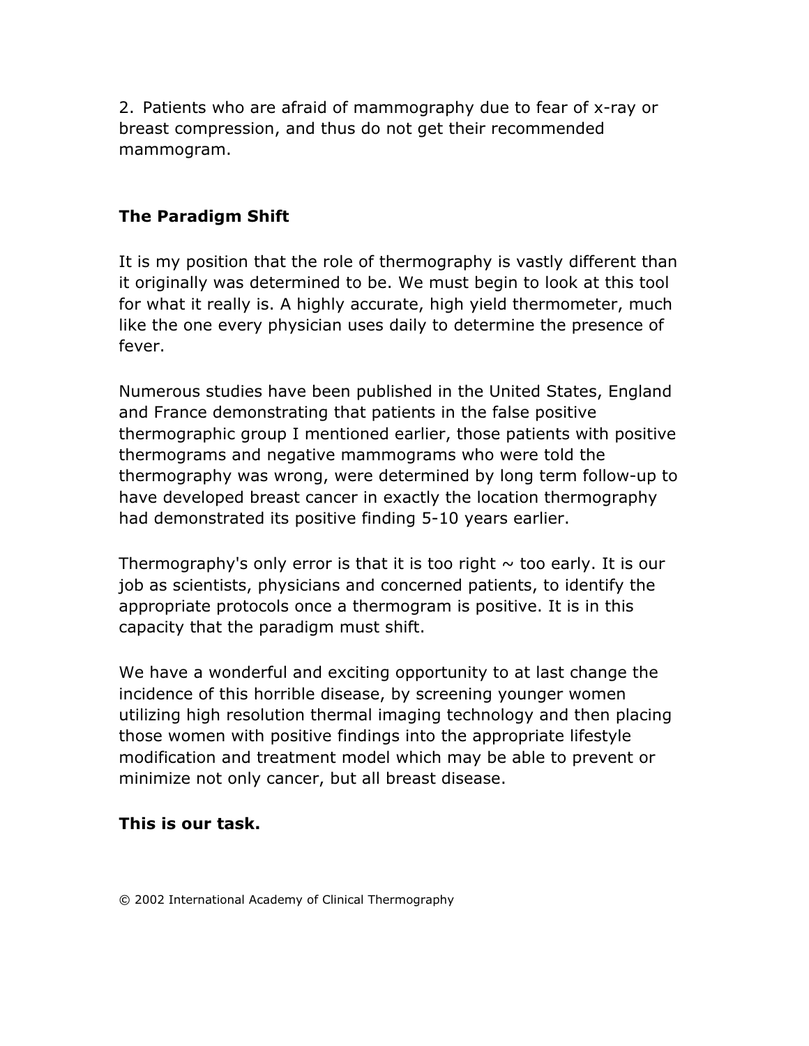2. Patients who are afraid of mammography due to fear of x-ray or breast compression, and thus do not get their recommended mammogram.

**The Paradigm Shift**

It is my position that the role of thermography is vastly different than it originally was determined to be. We must begin to look at this tool for what it really is. A highly accurate, high yield thermometer, much like the one every physician uses daily to determine the presence of fever.

Numerous studies have been published in the United States, England and France demonstrating that patients in the false positive thermographic group I mentioned earlier, those patients with positive thermograms and negative mammograms who were told the thermography was wrong, were determined by long term follow-up to have developed breast cancer in exactly the location thermography had demonstrated its positive finding 5-10 years earlier.

Thermography's only error is that it is too right ~ too early. It is our job as scientists, physicians and concerned patients, to identify the appropriate protocols once a thermogram is positive. It is in this capacity that the paradigm must shift.

We have a wonderful and exciting opportunity to at last change the incidence of this horrible disease, by screening younger women utilizing high resolution thermal imaging technology and then placing those women with positive findings into the appropriate lifestyle modification and treatment model which may be able to prevent or minimize not only cancer, but all breast disease.

**This is our task.**

© 2002 International Academy of Clinical Thermography